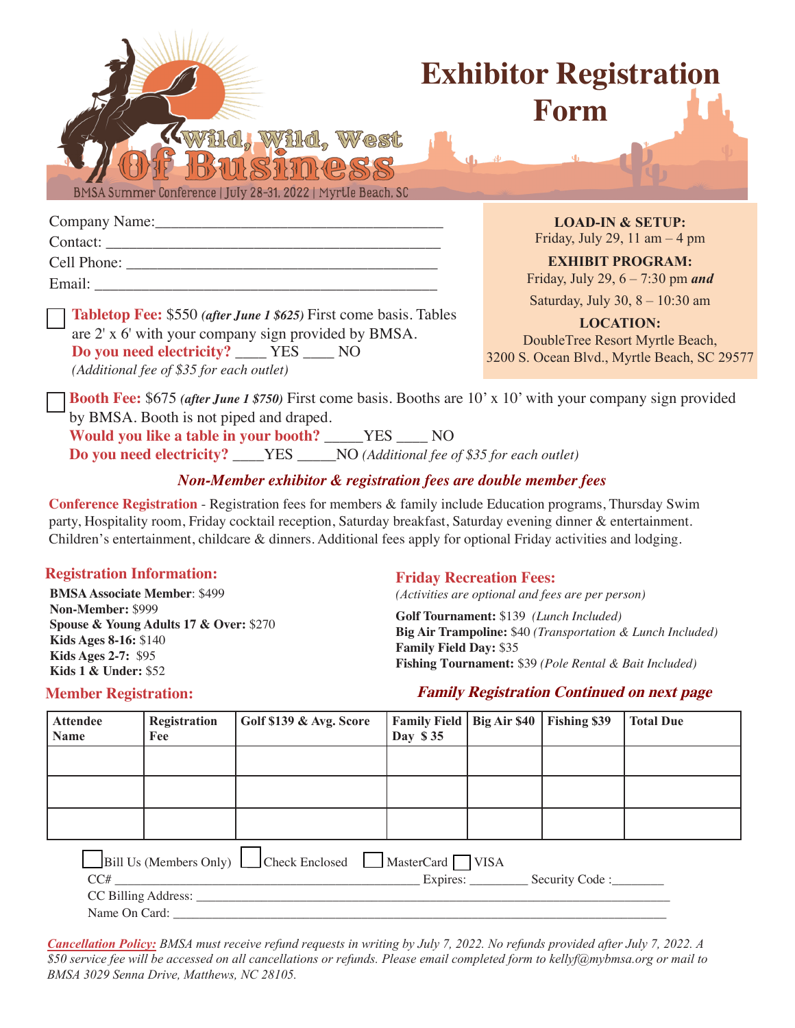# Exhibitor Registration Form

Wild, Wild, West Of Business

BMSA Summer Conference | July 28-31, 2022 | Myrtle Beach, SC

Company Name:\_\_\_\_\_\_\_\_\_\_\_\_\_\_\_\_\_\_\_\_\_\_\_\_\_\_\_\_\_\_\_\_\_\_\_\_

Contact: \_\_\_\_\_\_\_\_\_\_\_\_\_\_\_\_\_\_\_\_\_\_\_\_\_\_\_\_\_\_\_\_\_\_\_\_\_\_\_\_

Cell Phone: \_\_\_\_\_\_\_\_\_\_\_\_\_\_\_\_\_\_\_\_\_\_\_\_\_\_\_\_\_\_\_\_\_\_\_\_\_\_

Email: \_\_\_\_\_\_\_\_\_\_\_\_\_\_\_\_\_\_\_\_\_\_\_\_\_\_\_\_\_\_\_\_\_\_\_\_\_\_\_\_\_\_

**LOAD-IN & SETUP:**
Friday, July 29, 11 am – 4 pm

**EXHIBIT PROGRAM:**
Friday, July 29, 6 – 7:30 pm ***and***
Saturday, July 30, 8 – 10:30 am

**LOCATION:**
DoubleTree Resort Myrtle Beach,
3200 S. Ocean Blvd., Myrtle Beach, SC 29577

☐ **Tabletop Fee:** $550 ***(after June 1 $625)*** First come basis. Tables are 2' x 6' with your company sign provided by BMSA.
**Do you need electricity?** \_\_\_\_ YES \_\_\_\_ NO
*(Additional fee of $35 for each outlet)*

☐ **Booth Fee:** $675 ***(after June 1 $750)*** First come basis. Booths are 10' x 10' with your company sign provided by BMSA. Booth is not piped and draped.
**Would you like a table in your booth?** \_\_\_\_\_YES \_\_\_\_ NO
**Do you need electricity?** \_\_\_\_YES \_\_\_\_\_NO *(Additional fee of $35 for each outlet)*

***Non-Member exhibitor & registration fees are double member fees***

**Conference Registration** - Registration fees for members & family include Education programs, Thursday Swim party, Hospitality room, Friday cocktail reception, Saturday breakfast, Saturday evening dinner & entertainment. Children's entertainment, childcare & dinners. Additional fees apply for optional Friday activities and lodging.

## Registration Information:

**BMSA Associate Member**: $499
**Non-Member:** $999
**Spouse & Young Adults 17 & Over:** $270
**Kids Ages 8-16:** $140
**Kids Ages 2-7:** $95
**Kids 1 & Under:** $52

## Friday Recreation Fees:

*(Activities are optional and fees are per person)*

**Golf Tournament:** $139 *(Lunch Included)*
**Big Air Trampoline:** $40 *(Transportation & Lunch Included)*
**Family Field Day:** $35
**Fishing Tournament:** $39 *(Pole Rental & Bait Included)*

## Member Registration:

***Family Registration Continued on next page***

| Attendee Name | Registration Fee | Golf $139 & Avg. Score | Family Field Day $35 | Big Air $40 | Fishing $39 | Total Due |
|---|---|---|---|---|---|---|
| | | | | | | |
| | | | | | | |
| | | | | | | |

☐ Bill Us (Members Only) ☐ Check Enclosed ☐ MasterCard ☐ VISA

CC# \_\_\_\_\_\_\_\_\_\_\_\_\_\_\_\_\_\_\_\_\_\_\_\_\_\_\_\_\_\_\_\_\_\_\_\_\_\_\_\_\_\_ Expires: \_\_\_\_\_\_\_\_\_ Security Code :\_\_\_\_\_\_\_\_

CC Billing Address: \_\_\_\_\_\_\_\_\_\_\_\_\_\_\_\_\_\_\_\_\_\_\_\_\_\_\_\_\_\_\_\_\_\_\_\_\_\_\_\_\_\_\_\_\_\_\_\_\_\_\_\_\_\_\_\_\_\_\_\_\_\_\_

Name On Card: \_\_\_\_\_\_\_\_\_\_\_\_\_\_\_\_\_\_\_\_\_\_\_\_\_\_\_\_\_\_\_\_\_\_\_\_\_\_\_\_\_\_\_\_\_\_\_\_\_\_\_\_\_\_\_\_\_\_\_\_\_\_\_\_\_\_\_

***Cancellation Policy:*** *BMSA must receive refund requests in writing by July 7, 2022. No refunds provided after July 7, 2022. A $50 service fee will be accessed on all cancellations or refunds. Please email completed form to kellyf@mybmsa.org or mail to BMSA 3029 Senna Drive, Matthews, NC 28105.*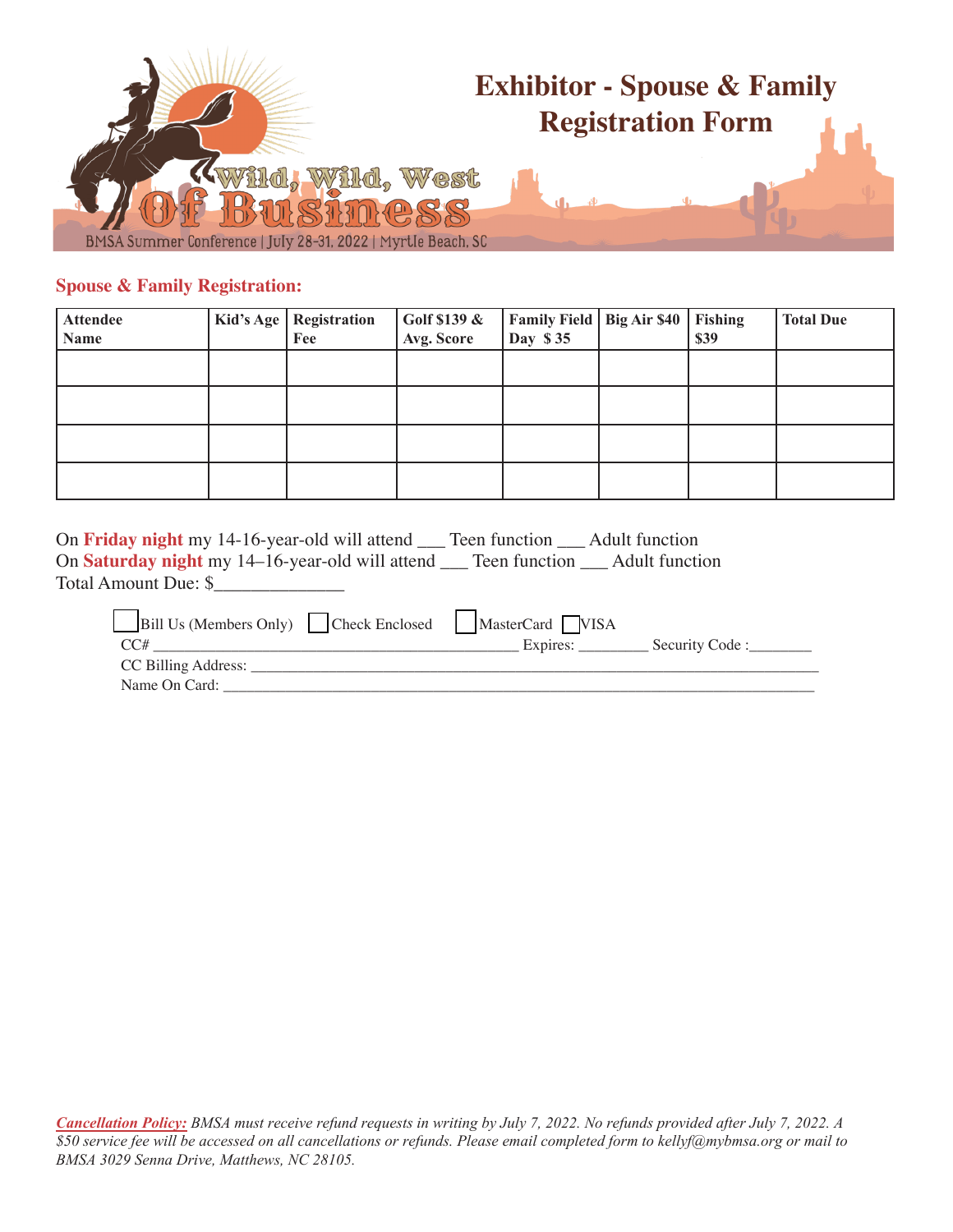# Exhibitor - Spouse & Family Registration Form

Wild, Wild, West Of Business

BMSA Summer Conference | July 28-31, 2022 | Myrtle Beach, SC

## Spouse & Family Registration:

| Attendee Name | Kid's Age | Registration Fee | Golf $139 & Avg. Score | Family Field Day $ 35 | Big Air $40 | Fishing $39 | Total Due |
|---|---|---|---|---|---|---|---|
| | | | | | | | |
| | | | | | | | |
| | | | | | | | |
| | | | | | | | |

On **Friday night** my 14-16-year-old will attend ___ Teen function ___ Adult function
On **Saturday night** my 14–16-year-old will attend ___ Teen function ___ Adult function
Total Amount Due: $______________

☐ Bill Us (Members Only) ☐ Check Enclosed ☐ MasterCard ☐ VISA
CC# ______________________________________________ Expires: _________ Security Code :________
CC Billing Address: ____________________________________________________________________________
Name On Card: _________________________________________________________________________________

***Cancellation Policy:*** *BMSA must receive refund requests in writing by July 7, 2022. No refunds provided after July 7, 2022. A $50 service fee will be accessed on all cancellations or refunds. Please email completed form to kellyf@mybmsa.org or mail to BMSA 3029 Senna Drive, Matthews, NC 28105.*